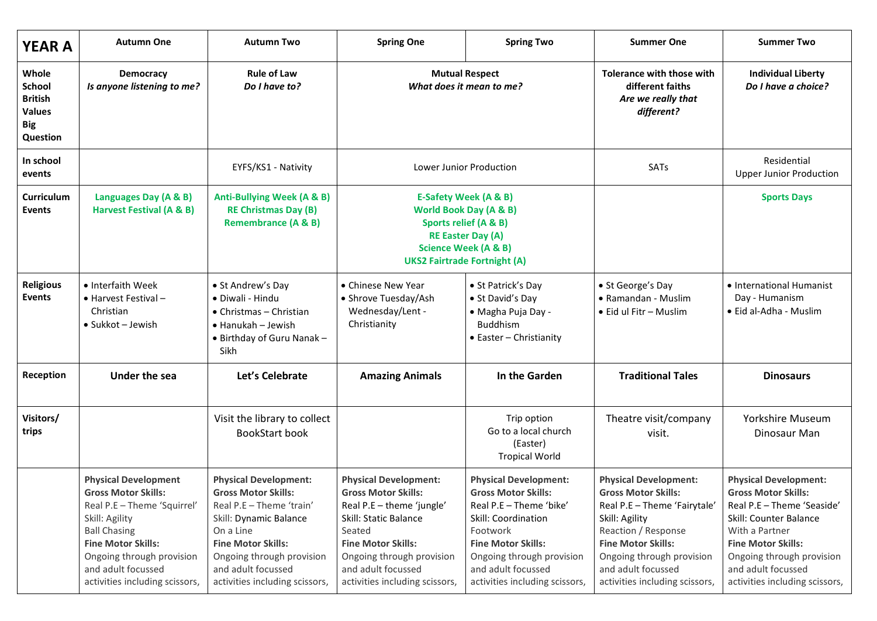| YEAR A | Autumn One | Autumn Two | Spring One | Spring Two | Summer One | Summer Two |
|---|---|---|---|---|---|---|
| **Whole School British Values Big Question** | **Democracy** *Is anyone listening to me?* | **Rule of Law** *Do I have to?* | **Mutual Respect** *What does it mean to me?* | | **Tolerance with those with different faiths** *Are we really that different?* | **Individual Liberty** *Do I have a choice?* |
| **In school events** | | EYFS/KS1 - Nativity | Lower Junior Production | | SATs | Residential<br>Upper Junior Production |
| **Curriculum Events** | **Languages Day (A & B)**<br>**Harvest Festival (A & B)** | **Anti-Bullying Week (A & B)**<br>**RE Christmas Day (B)**<br>**Remembrance (A & B)** | **E-Safety Week (A & B)**<br>**World Book Day (A & B)**<br>**Sports relief (A & B)**<br>**RE Easter Day (A)**<br>**Science Week (A & B)**<br>**UKS2 Fairtrade Fortnight (A)** | | | **Sports Days** |
| **Religious Events** | • Interfaith Week<br>• Harvest Festival – Christian<br>• Sukkot – Jewish | • St Andrew's Day<br>• Diwali - Hindu<br>• Christmas – Christian<br>• Hanukah – Jewish<br>• Birthday of Guru Nanak – Sikh | • Chinese New Year<br>• Shrove Tuesday/Ash Wednesday/Lent - Christianity | • St Patrick's Day<br>• St David's Day<br>• Magha Puja Day - Buddhism<br>• Easter – Christianity | • St George's Day<br>• Ramandan - Muslim<br>• Eid ul Fitr – Muslim | • International Humanist Day - Humanism<br>• Eid al-Adha - Muslim |
| **Reception** | **Under the sea** | **Let's Celebrate** | **Amazing Animals** | **In the Garden** | **Traditional Tales** | **Dinosaurs** |
| **Visitors/ trips** | | Visit the library to collect BookStart book | | Trip option<br>Go to a local church (Easter)<br>Tropical World | Theatre visit/company visit. | Yorkshire Museum<br>Dinosaur Man |
| | **Physical Development**<br>**Gross Motor Skills:**<br>Real P.E – Theme 'Squirrel'<br>Skill: Agility<br>Ball Chasing<br>**Fine Motor Skills:**<br>Ongoing through provision and adult focussed activities including scissors, | **Physical Development:**<br>**Gross Motor Skills:**<br>Real P.E – Theme 'train'<br>Skill: Dynamic Balance<br>On a Line<br>**Fine Motor Skills:**<br>Ongoing through provision and adult focussed activities including scissors, | **Physical Development:**<br>**Gross Motor Skills:**<br>Real P.E – theme 'jungle'<br>Skill: Static Balance<br>Seated<br>**Fine Motor Skills:**<br>Ongoing through provision and adult focussed activities including scissors, | **Physical Development:**<br>**Gross Motor Skills:**<br>Real P.E – Theme 'bike'<br>Skill: Coordination<br>Footwork<br>**Fine Motor Skills:**<br>Ongoing through provision and adult focussed activities including scissors, | **Physical Development:**<br>**Gross Motor Skills:**<br>Real P.E – Theme 'Fairytale'<br>Skill: Agility<br>Reaction / Response<br>**Fine Motor Skills:**<br>Ongoing through provision and adult focussed activities including scissors, | **Physical Development:**<br>**Gross Motor Skills:**<br>Real P.E – Theme 'Seaside'<br>Skill: Counter Balance<br>With a Partner<br>**Fine Motor Skills:**<br>Ongoing through provision and adult focussed activities including scissors, |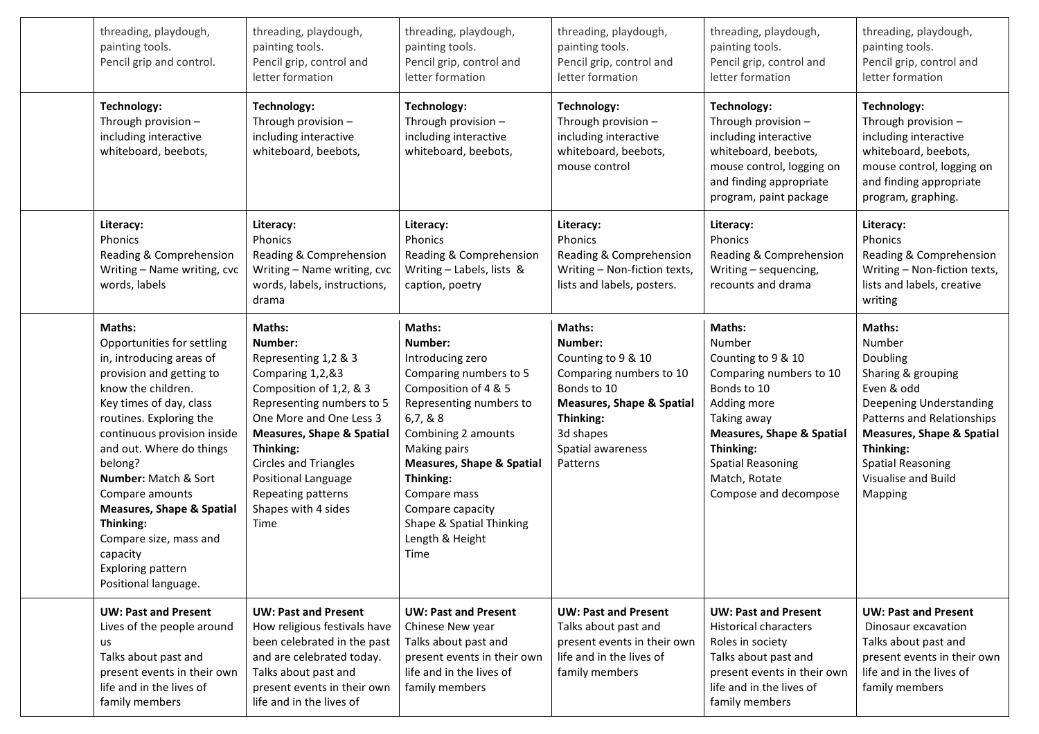| | | | | | | |
|---|---|---|---|---|---|---|
| | threading, playdough, painting tools.<br>Pencil grip and control. | threading, playdough, painting tools.<br>Pencil grip, control and letter formation | threading, playdough, painting tools.<br>Pencil grip, control and letter formation | threading, playdough, painting tools.<br>Pencil grip, control and letter formation | threading, playdough, painting tools.<br>Pencil grip, control and letter formation | threading, playdough, painting tools.<br>Pencil grip, control and letter formation |
| | **Technology:**<br>Through provision – including interactive whiteboard, beebots, | **Technology:**<br>Through provision – including interactive whiteboard, beebots, | **Technology:**<br>Through provision – including interactive whiteboard, beebots, | **Technology:**<br>Through provision – including interactive whiteboard, beebots, mouse control | **Technology:**<br>Through provision – including interactive whiteboard, beebots, mouse control, logging on and finding appropriate program, paint package | **Technology:**<br>Through provision – including interactive whiteboard, beebots, mouse control, logging on and finding appropriate program, graphing. |
| | **Literacy:**<br>Phonics<br>Reading & Comprehension<br>Writing – Name writing, cvc words, labels | **Literacy:**<br>Phonics<br>Reading & Comprehension<br>Writing – Name writing, cvc words, labels, instructions, drama | **Literacy:**<br>Phonics<br>Reading & Comprehension<br>Writing – Labels, lists & caption, poetry | **Literacy:**<br>Phonics<br>Reading & Comprehension<br>Writing – Non-fiction texts, lists and labels, posters. | **Literacy:**<br>Phonics<br>Reading & Comprehension<br>Writing – sequencing, recounts and drama | **Literacy:**<br>Phonics<br>Reading & Comprehension<br>Writing – Non-fiction texts, lists and labels, creative writing |
| | **Maths:**<br>Opportunities for settling in, introducing areas of provision and getting to know the children.<br>Key times of day, class routines. Exploring the continuous provision inside and out. Where do things belong?<br>**Number:** Match & Sort<br>Compare amounts<br>**Measures, Shape & Spatial Thinking:**<br>Compare size, mass and capacity<br>Exploring pattern<br>Positional language. | **Maths:**<br>**Number:**<br>Representing 1,2 & 3<br>Comparing 1,2,&3<br>Composition of 1,2, & 3<br>Representing numbers to 5<br>One More and One Less 3<br>**Measures, Shape & Spatial Thinking:**<br>Circles and Triangles<br>Positional Language<br>Repeating patterns<br>Shapes with 4 sides<br>Time | **Maths:**<br>**Number:**<br>Introducing zero<br>Comparing numbers to 5<br>Composition of 4 & 5<br>Representing numbers to 6,7, & 8<br>Combining 2 amounts<br>Making pairs<br>**Measures, Shape & Spatial Thinking:**<br>Compare mass<br>Compare capacity<br>Shape & Spatial Thinking<br>Length & Height<br>Time | **Maths:**<br>**Number:**<br>Counting to 9 & 10<br>Comparing numbers to 10<br>Bonds to 10<br>**Measures, Shape & Spatial Thinking:**<br>3d shapes<br>Spatial awareness<br>Patterns | **Maths:**<br>Number<br>Counting to 9 & 10<br>Comparing numbers to 10<br>Bonds to 10<br>Adding more<br>Taking away<br>**Measures, Shape & Spatial Thinking:**<br>Spatial Reasoning<br>Match, Rotate<br>Compose and decompose | **Maths:**<br>Number<br>Doubling<br>Sharing & grouping<br>Even & odd<br>Deepening Understanding<br>Patterns and Relationships<br>**Measures, Shape & Spatial Thinking:**<br>Spatial Reasoning<br>Visualise and Build<br>Mapping |
| | **UW: Past and Present**<br>Lives of the people around us<br>Talks about past and present events in their own life and in the lives of family members | **UW: Past and Present**<br>How religious festivals have been celebrated in the past and are celebrated today.<br>Talks about past and present events in their own life and in the lives of | **UW: Past and Present**<br>Chinese New year<br>Talks about past and present events in their own life and in the lives of family members | **UW: Past and Present**<br>Talks about past and present events in their own life and in the lives of family members | **UW: Past and Present**<br>Historical characters<br>Roles in society<br>Talks about past and present events in their own life and in the lives of family members | **UW: Past and Present**<br>Dinosaur excavation<br>Talks about past and present events in their own life and in the lives of family members |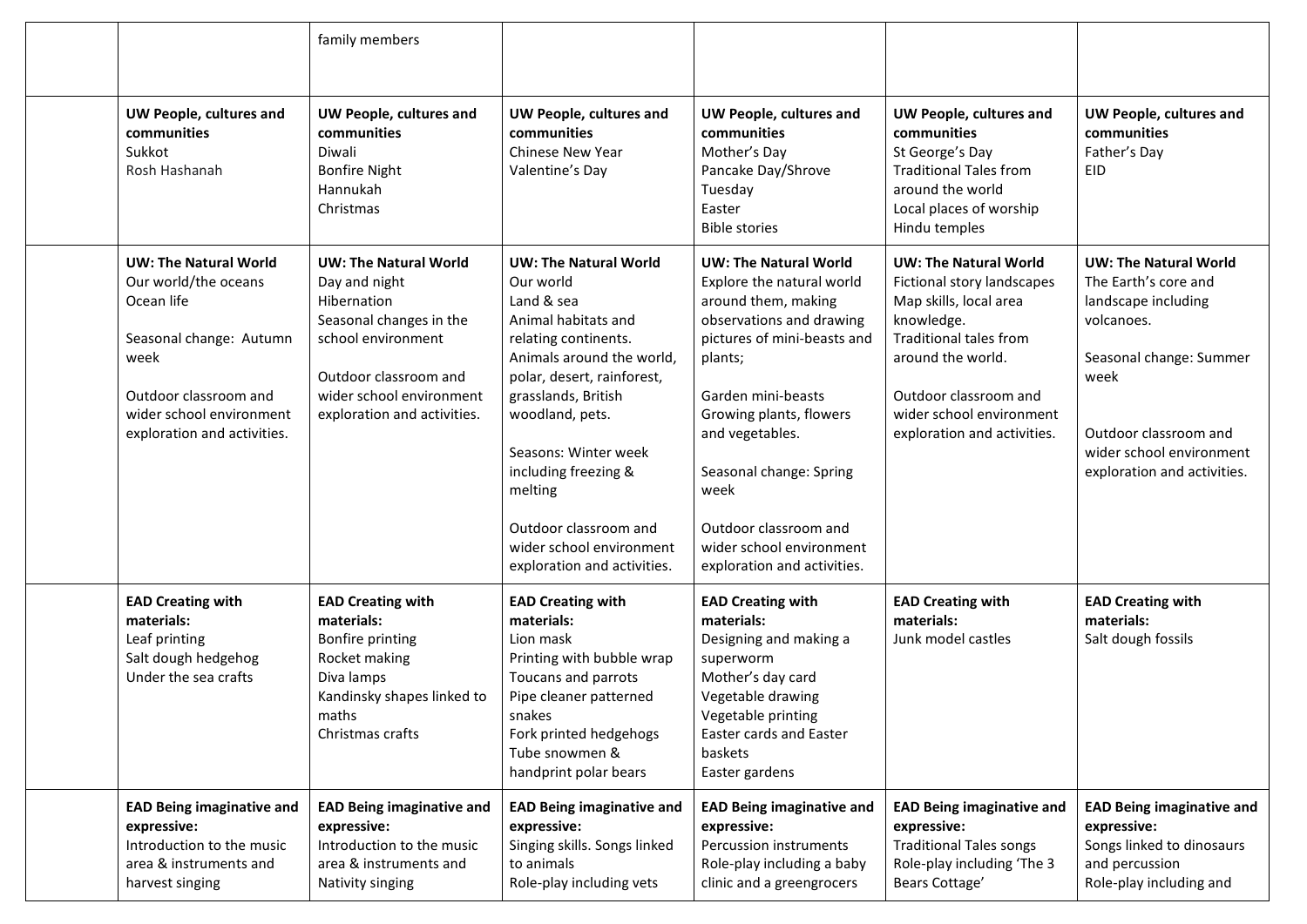| | | | | | | |
|---|---|---|---|---|---|---|
| | | family members | | | | |
| | **UW People, cultures and communities**<br>Sukkot<br>Rosh Hashanah | **UW People, cultures and communities**<br>Diwali<br>Bonfire Night<br>Hannukah<br>Christmas | **UW People, cultures and communities**<br>Chinese New Year<br>Valentine's Day | **UW People, cultures and communities**<br>Mother's Day<br>Pancake Day/Shrove Tuesday<br>Easter<br>Bible stories | **UW People, cultures and communities**<br>St George's Day<br>Traditional Tales from around the world<br>Local places of worship<br>Hindu temples | **UW People, cultures and communities**<br>Father's Day<br>EID |
| | **UW: The Natural World**<br>Our world/the oceans<br>Ocean life<br><br>Seasonal change: Autumn week<br><br>Outdoor classroom and wider school environment exploration and activities. | **UW: The Natural World**<br>Day and night<br>Hibernation<br>Seasonal changes in the school environment<br><br>Outdoor classroom and wider school environment exploration and activities. | **UW: The Natural World**<br>Our world<br>Land & sea<br>Animal habitats and relating continents.<br>Animals around the world, polar, desert, rainforest, grasslands, British woodland, pets.<br><br>Seasons: Winter week including freezing & melting<br><br>Outdoor classroom and wider school environment exploration and activities. | **UW: The Natural World**<br>Explore the natural world around them, making observations and drawing pictures of mini-beasts and plants;<br><br>Garden mini-beasts<br>Growing plants, flowers and vegetables.<br><br>Seasonal change: Spring week<br><br>Outdoor classroom and wider school environment exploration and activities. | **UW: The Natural World**<br>Fictional story landscapes<br>Map skills, local area knowledge.<br>Traditional tales from around the world.<br><br>Outdoor classroom and wider school environment exploration and activities. | **UW: The Natural World**<br>The Earth's core and landscape including volcanoes.<br><br>Seasonal change: Summer week<br><br>Outdoor classroom and wider school environment exploration and activities. |
| | **EAD Creating with materials:**<br>Leaf printing<br>Salt dough hedgehog<br>Under the sea crafts | **EAD Creating with materials:**<br>Bonfire printing<br>Rocket making<br>Diva lamps<br>Kandinsky shapes linked to maths<br>Christmas crafts | **EAD Creating with materials:**<br>Lion mask<br>Printing with bubble wrap<br>Toucans and parrots<br>Pipe cleaner patterned snakes<br>Fork printed hedgehogs<br>Tube snowmen & handprint polar bears | **EAD Creating with materials:**<br>Designing and making a superworm<br>Mother's day card<br>Vegetable drawing<br>Vegetable printing<br>Easter cards and Easter baskets<br>Easter gardens | **EAD Creating with materials:**<br>Junk model castles | **EAD Creating with materials:**<br>Salt dough fossils |
| | **EAD Being imaginative and expressive:**<br>Introduction to the music area & instruments and harvest singing | **EAD Being imaginative and expressive:**<br>Introduction to the music area & instruments and Nativity singing | **EAD Being imaginative and expressive:**<br>Singing skills. Songs linked to animals<br>Role-play including vets | **EAD Being imaginative and expressive:**<br>Percussion instruments<br>Role-play including a baby clinic and a greengrocers | **EAD Being imaginative and expressive:**<br>Traditional Tales songs<br>Role-play including 'The 3 Bears Cottage' | **EAD Being imaginative and expressive:**<br>Songs linked to dinosaurs and percussion<br>Role-play including and |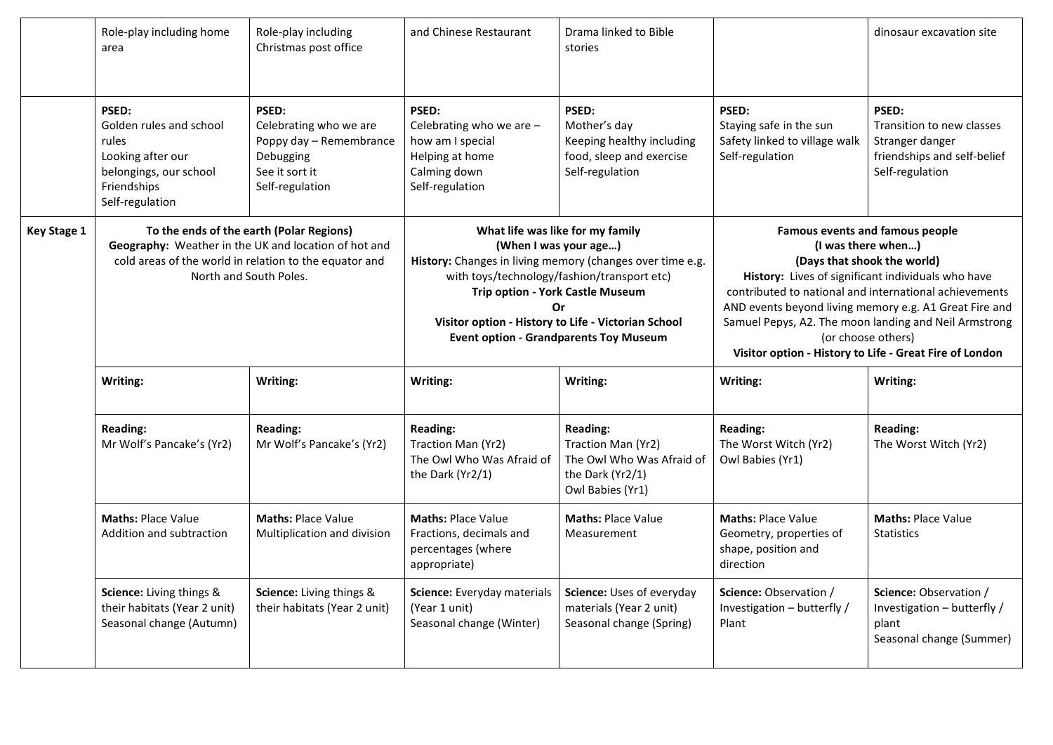| | | | | | | |
|---|---|---|---|---|---|---|
| | Role-play including home area | Role-play including Christmas post office | and Chinese Restaurant | Drama linked to Bible stories | | dinosaur excavation site |
| | **PSED:**<br>Golden rules and school rules<br>Looking after our belongings, our school<br>Friendships<br>Self-regulation | **PSED:**<br>Celebrating who we are<br>Poppy day – Remembrance<br>Debugging<br>See it sort it<br>Self-regulation | **PSED:**<br>Celebrating who we are – how am I special<br>Helping at home<br>Calming down<br>Self-regulation | **PSED:**<br>Mother's day<br>Keeping healthy including food, sleep and exercise<br>Self-regulation | **PSED:**<br>Staying safe in the sun<br>Safety linked to village walk<br>Self-regulation | **PSED:**<br>Transition to new classes<br>Stranger danger<br>friendships and self-belief<br>Self-regulation |
| **Key Stage 1** | **To the ends of the earth (Polar Regions)**<br>**Geography:** Weather in the UK and location of hot and cold areas of the world in relation to the equator and North and South Poles. | | **What life was like for my family**<br>**(When I was your age…)**<br>**History:** Changes in living memory (changes over time e.g. with toys/technology/fashion/transport etc)<br>**Trip option - York Castle Museum**<br>**Or**<br>**Visitor option - History to Life - Victorian School**<br>**Event option - Grandparents Toy Museum** | | **Famous events and famous people**<br>**(I was there when…)**<br>**(Days that shook the world)**<br>**History:** Lives of significant individuals who have contributed to national and international achievements AND events beyond living memory e.g. A1 Great Fire and Samuel Pepys, A2. The moon landing and Neil Armstrong (or choose others)<br>**Visitor option - History to Life - Great Fire of London** | |
| | **Writing:** | **Writing:** | **Writing:** | **Writing:** | **Writing:** | **Writing:** |
| | **Reading:**<br>Mr Wolf's Pancake's (Yr2) | **Reading:**<br>Mr Wolf's Pancake's (Yr2) | **Reading:**<br>Traction Man (Yr2)<br>The Owl Who Was Afraid of the Dark (Yr2/1) | **Reading:**<br>Traction Man (Yr2)<br>The Owl Who Was Afraid of the Dark (Yr2/1)<br>Owl Babies (Yr1) | **Reading:**<br>The Worst Witch (Yr2)<br>Owl Babies (Yr1) | **Reading:**<br>The Worst Witch (Yr2) |
| | **Maths:** Place Value<br>Addition and subtraction | **Maths:** Place Value<br>Multiplication and division | **Maths:** Place Value<br>Fractions, decimals and percentages (where appropriate) | **Maths:** Place Value<br>Measurement | **Maths:** Place Value<br>Geometry, properties of shape, position and direction | **Maths:** Place Value<br>Statistics |
| | **Science:** Living things & their habitats (Year 2 unit)<br>Seasonal change (Autumn) | **Science:** Living things & their habitats (Year 2 unit) | **Science:** Everyday materials (Year 1 unit)<br>Seasonal change (Winter) | **Science:** Uses of everyday materials (Year 2 unit)<br>Seasonal change (Spring) | **Science:** Observation / Investigation – butterfly / Plant | **Science:** Observation / Investigation – butterfly / plant<br>Seasonal change (Summer) |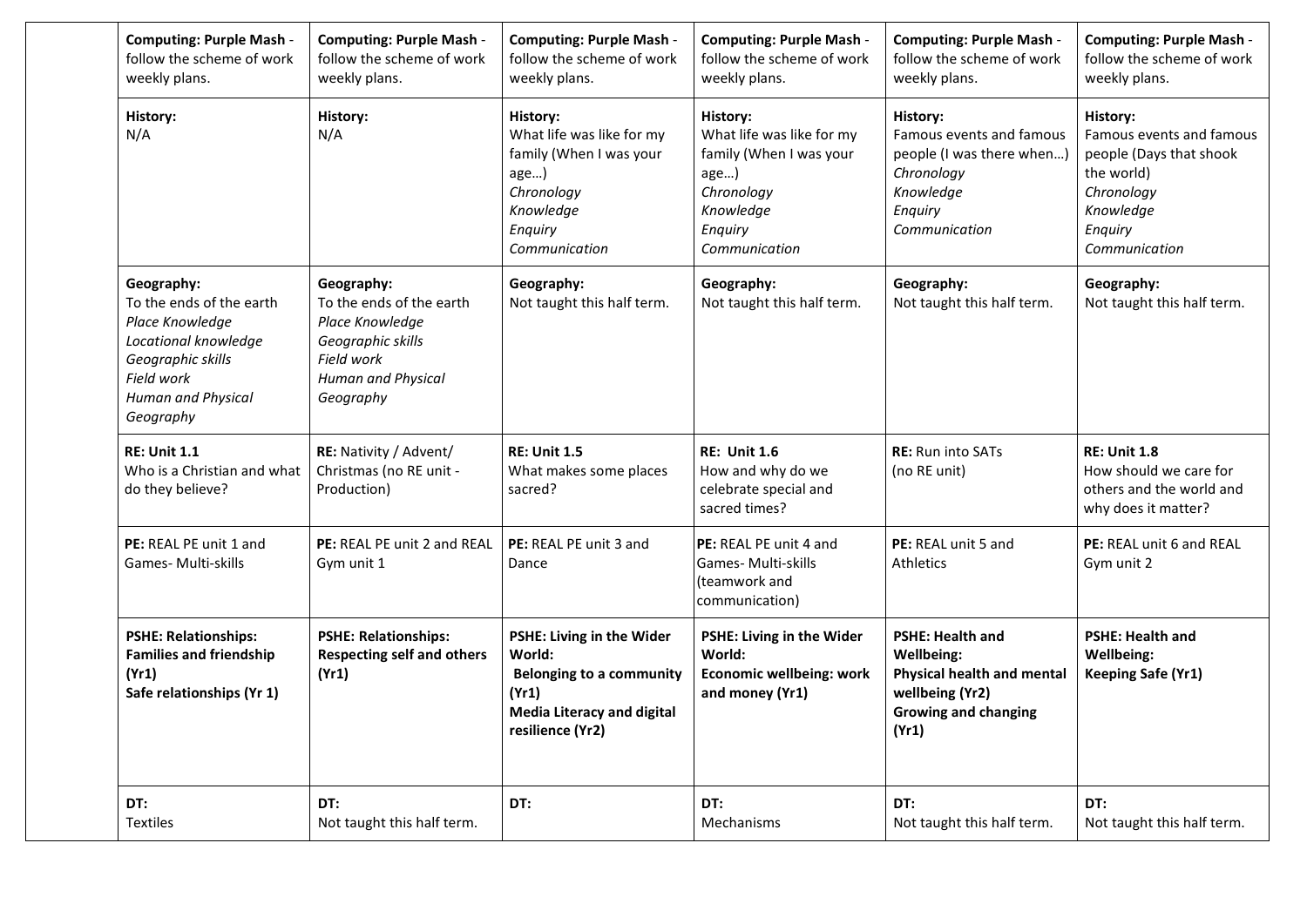| | | | | | | |
|---|---|---|---|---|---|---|
| | **Computing: Purple Mash** - follow the scheme of work weekly plans. | **Computing: Purple Mash** - follow the scheme of work weekly plans. | **Computing: Purple Mash** - follow the scheme of work weekly plans. | **Computing: Purple Mash** - follow the scheme of work weekly plans. | **Computing: Purple Mash** - follow the scheme of work weekly plans. | **Computing: Purple Mash** - follow the scheme of work weekly plans. |
| | **History:**<br>N/A | **History:**<br>N/A | **History:**<br>What life was like for my family (When I was your age…)<br>*Chronology*<br>*Knowledge*<br>*Enquiry*<br>*Communication* | **History:**<br>What life was like for my family (When I was your age…)<br>*Chronology*<br>*Knowledge*<br>*Enquiry*<br>*Communication* | **History:**<br>Famous events and famous people (I was there when…)<br>*Chronology*<br>*Knowledge*<br>*Enquiry*<br>*Communication* | **History:**<br>Famous events and famous people (Days that shook the world)<br>*Chronology*<br>*Knowledge*<br>*Enquiry*<br>*Communication* |
| | **Geography:**<br>To the ends of the earth<br>*Place Knowledge*<br>*Locational knowledge*<br>*Geographic skills*<br>*Field work*<br>*Human and Physical Geography* | **Geography:**<br>To the ends of the earth<br>*Place Knowledge*<br>*Geographic skills*<br>*Field work*<br>*Human and Physical Geography* | **Geography:**<br>Not taught this half term. | **Geography:**<br>Not taught this half term. | **Geography:**<br>Not taught this half term. | **Geography:**<br>Not taught this half term. |
| | **RE: Unit 1.1**<br>Who is a Christian and what do they believe? | **RE:** Nativity / Advent/ Christmas (no RE unit - Production) | **RE: Unit 1.5**<br>What makes some places sacred? | **RE: Unit 1.6**<br>How and why do we celebrate special and sacred times? | **RE:** Run into SATs (no RE unit) | **RE: Unit 1.8**<br>How should we care for others and the world and why does it matter? |
| | **PE:** REAL PE unit 1 and Games- Multi-skills | **PE:** REAL PE unit 2 and REAL Gym unit 1 | **PE:** REAL PE unit 3 and Dance | **PE:** REAL PE unit 4 and Games- Multi-skills (teamwork and communication) | **PE:** REAL unit 5 and Athletics | **PE:** REAL unit 6 and REAL Gym unit 2 |
| | **PSHE: Relationships: Families and friendship (Yr1)**<br>**Safe relationships (Yr 1)** | **PSHE: Relationships: Respecting self and others (Yr1)** | **PSHE: Living in the Wider World:**<br>**Belonging to a community (Yr1)**<br>**Media Literacy and digital resilience (Yr2)** | **PSHE: Living in the Wider World:**<br>**Economic wellbeing: work and money (Yr1)** | **PSHE: Health and Wellbeing:**<br>**Physical health and mental wellbeing (Yr2)**<br>**Growing and changing (Yr1)** | **PSHE: Health and Wellbeing:**<br>**Keeping Safe (Yr1)** |
| | **DT:**<br>Textiles | **DT:**<br>Not taught this half term. | **DT:** | **DT:**<br>Mechanisms | **DT:**<br>Not taught this half term. | **DT:**<br>Not taught this half term. |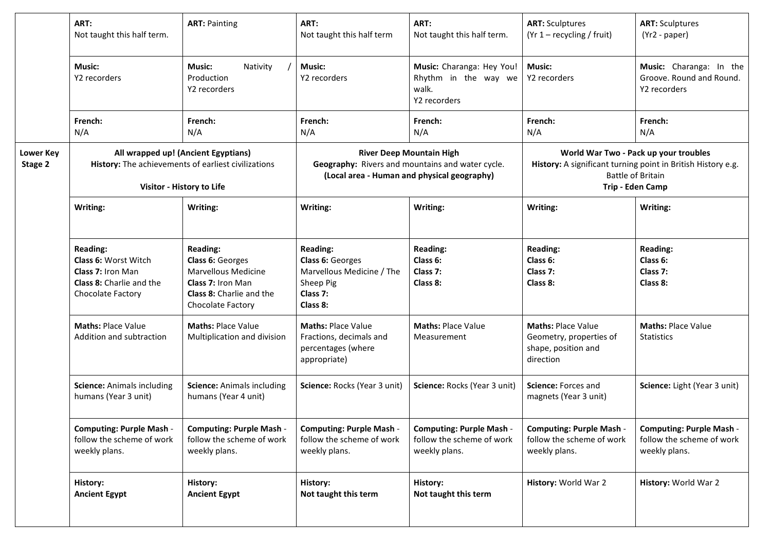| | | | | | | |
|---|---|---|---|---|---|---|
| | **ART:** Not taught this half term. | **ART:** Painting | **ART:** Not taught this half term | **ART:** Not taught this half term. | **ART:** Sculptures (Yr 1 – recycling / fruit) | **ART:** Sculptures (Yr2 - paper) |
| | **Music:** Y2 recorders | **Music:** Nativity / Production Y2 recorders | **Music:** Y2 recorders | **Music:** Charanga: Hey You! Rhythm in the way we walk. Y2 recorders | **Music:** Y2 recorders | **Music:** Charanga: In the Groove. Round and Round. Y2 recorders |
| | **French:** N/A | **French:** N/A | **French:** N/A | **French:** N/A | **French:** N/A | **French:** N/A |
| **Lower Key Stage 2** | **All wrapped up! (Ancient Egyptians)** **History:** The achievements of earliest civilizations **Visitor - History to Life** | | **River Deep Mountain High** **Geography:** Rivers and mountains and water cycle. **(Local area - Human and physical geography)** | | **World War Two - Pack up your troubles** **History:** A significant turning point in British History e.g. Battle of Britain **Trip - Eden Camp** | |
| | **Writing:** | **Writing:** | **Writing:** | **Writing:** | **Writing:** | **Writing:** |
| | **Reading:** **Class 6:** Worst Witch **Class 7:** Iron Man **Class 8:** Charlie and the Chocolate Factory | **Reading:** **Class 6:** Georges Marvellous Medicine **Class 7:** Iron Man **Class 8:** Charlie and the Chocolate Factory | **Reading:** **Class 6:** Georges Marvellous Medicine / The Sheep Pig **Class 7:** **Class 8:** | **Reading:** **Class 6:** **Class 7:** **Class 8:** | **Reading:** **Class 6:** **Class 7:** **Class 8:** | **Reading:** **Class 6:** **Class 7:** **Class 8:** |
| | **Maths:** Place Value Addition and subtraction | **Maths:** Place Value Multiplication and division | **Maths:** Place Value Fractions, decimals and percentages (where appropriate) | **Maths:** Place Value Measurement | **Maths:** Place Value Geometry, properties of shape, position and direction | **Maths:** Place Value Statistics |
| | **Science:** Animals including humans (Year 3 unit) | **Science:** Animals including humans (Year 4 unit) | **Science:** Rocks (Year 3 unit) | **Science:** Rocks (Year 3 unit) | **Science:** Forces and magnets (Year 3 unit) | **Science:** Light (Year 3 unit) |
| | **Computing: Purple Mash** - follow the scheme of work weekly plans. | **Computing: Purple Mash** - follow the scheme of work weekly plans. | **Computing: Purple Mash** - follow the scheme of work weekly plans. | **Computing: Purple Mash** - follow the scheme of work weekly plans. | **Computing: Purple Mash** - follow the scheme of work weekly plans. | **Computing: Purple Mash** - follow the scheme of work weekly plans. |
| | **History:** **Ancient Egypt** | **History:** **Ancient Egypt** | **History:** **Not taught this term** | **History:** **Not taught this term** | **History:** World War 2 | **History:** World War 2 |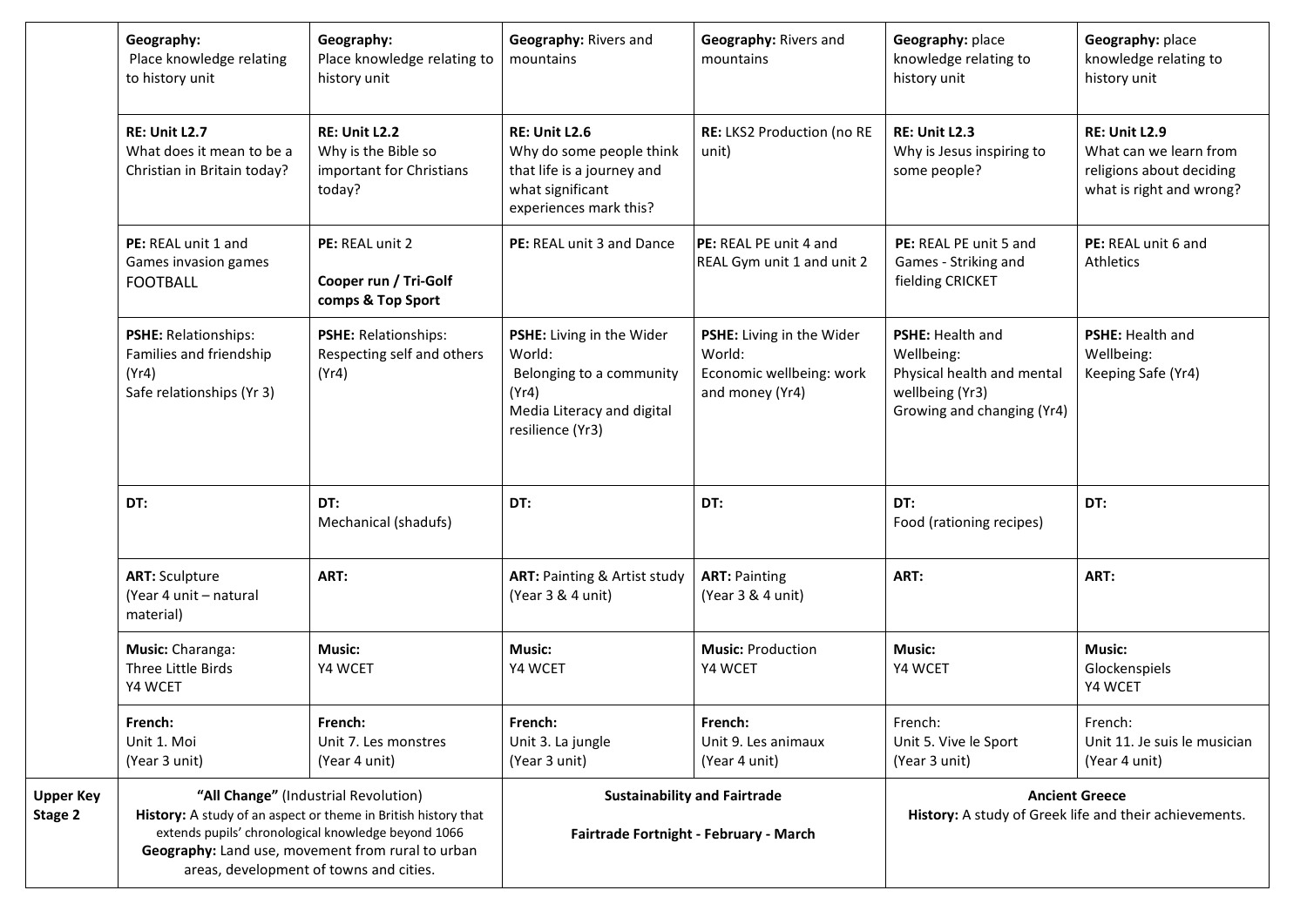| | | | | | | |
|---|---|---|---|---|---|---|
| | **Geography:** Place knowledge relating to history unit | **Geography:** Place knowledge relating to history unit | **Geography:** Rivers and mountains | **Geography:** Rivers and mountains | **Geography:** place knowledge relating to history unit | **Geography:** place knowledge relating to history unit |
| | **RE: Unit L2.7** What does it mean to be a Christian in Britain today? | **RE: Unit L2.2** Why is the Bible so important for Christians today? | **RE: Unit L2.6** Why do some people think that life is a journey and what significant experiences mark this? | **RE:** LKS2 Production (no RE unit) | **RE: Unit L2.3** Why is Jesus inspiring to some people? | **RE: Unit L2.9** What can we learn from religions about deciding what is right and wrong? |
| | **PE:** REAL unit 1 and Games invasion games FOOTBALL | **PE:** REAL unit 2<br>**Cooper run / Tri-Golf comps & Top Sport** | **PE:** REAL unit 3 and Dance | **PE:** REAL PE unit 4 and REAL Gym unit 1 and unit 2 | **PE:** REAL PE unit 5 and Games - Striking and fielding CRICKET | **PE:** REAL unit 6 and Athletics |
| | **PSHE:** Relationships: Families and friendship (Yr4)<br>Safe relationships (Yr 3) | **PSHE:** Relationships: Respecting self and others (Yr4) | **PSHE:** Living in the Wider World:<br>Belonging to a community (Yr4)<br>Media Literacy and digital resilience (Yr3) | **PSHE:** Living in the Wider World:<br>Economic wellbeing: work and money (Yr4) | **PSHE:** Health and Wellbeing:<br>Physical health and mental wellbeing (Yr3)<br>Growing and changing (Yr4) | **PSHE:** Health and Wellbeing:<br>Keeping Safe (Yr4) |
| | **DT:** | **DT:**<br>Mechanical (shadufs) | **DT:** | **DT:** | **DT:**<br>Food (rationing recipes) | **DT:** |
| | **ART:** Sculpture (Year 4 unit – natural material) | **ART:** | **ART:** Painting & Artist study (Year 3 & 4 unit) | **ART:** Painting (Year 3 & 4 unit) | **ART:** | **ART:** |
| | **Music:** Charanga: Three Little Birds<br>Y4 WCET | **Music:**<br>Y4 WCET | **Music:**<br>Y4 WCET | **Music:** Production<br>Y4 WCET | **Music:**<br>Y4 WCET | **Music:**<br>Glockenspiels<br>Y4 WCET |
| | **French:**<br>Unit 1. Moi<br>(Year 3 unit) | **French:**<br>Unit 7. Les monstres<br>(Year 4 unit) | **French:**<br>Unit 3. La jungle<br>(Year 3 unit) | **French:**<br>Unit 9. Les animaux<br>(Year 4 unit) | French:<br>Unit 5. Vive le Sport<br>(Year 3 unit) | French:<br>Unit 11. Je suis le musician<br>(Year 4 unit) |
| **Upper Key Stage 2** | **"All Change"** (Industrial Revolution)<br>**History:** A study of an aspect or theme in British history that extends pupils' chronological knowledge beyond 1066<br>**Geography:** Land use, movement from rural to urban areas, development of towns and cities. | | **Sustainability and Fairtrade**<br>**Fairtrade Fortnight - February - March** | | **Ancient Greece**<br>**History:** A study of Greek life and their achievements. | |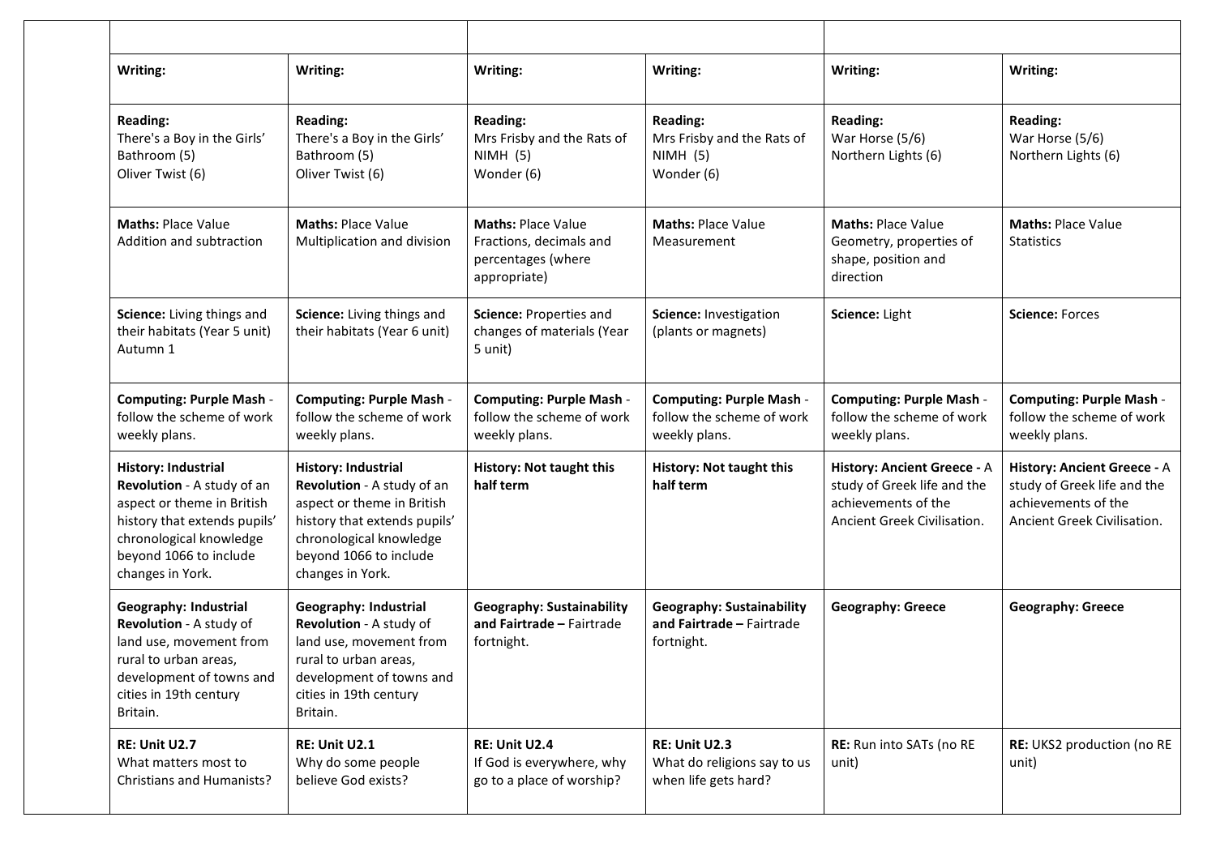| | | | | | |
|---|---|---|---|---|---|
| **Writing:** | **Writing:** | **Writing:** | **Writing:** | **Writing:** | **Writing:** |
| **Reading:**<br>There's a Boy in the Girls' Bathroom (5)<br>Oliver Twist (6) | **Reading:**<br>There's a Boy in the Girls' Bathroom (5)<br>Oliver Twist (6) | **Reading:**<br>Mrs Frisby and the Rats of NIMH (5)<br>Wonder (6) | **Reading:**<br>Mrs Frisby and the Rats of NIMH (5)<br>Wonder (6) | **Reading:**<br>War Horse (5/6)<br>Northern Lights (6) | **Reading:**<br>War Horse (5/6)<br>Northern Lights (6) |
| **Maths:** Place Value<br>Addition and subtraction | **Maths:** Place Value<br>Multiplication and division | **Maths:** Place Value<br>Fractions, decimals and percentages (where appropriate) | **Maths:** Place Value<br>Measurement | **Maths:** Place Value<br>Geometry, properties of shape, position and direction | **Maths:** Place Value<br>Statistics |
| **Science:** Living things and their habitats (Year 5 unit) Autumn 1 | **Science:** Living things and their habitats (Year 6 unit) | **Science:** Properties and changes of materials (Year 5 unit) | **Science:** Investigation (plants or magnets) | **Science:** Light | **Science:** Forces |
| **Computing: Purple Mash** - follow the scheme of work weekly plans. | **Computing: Purple Mash** - follow the scheme of work weekly plans. | **Computing: Purple Mash** - follow the scheme of work weekly plans. | **Computing: Purple Mash** - follow the scheme of work weekly plans. | **Computing: Purple Mash** - follow the scheme of work weekly plans. | **Computing: Purple Mash** - follow the scheme of work weekly plans. |
| **History: Industrial Revolution** - A study of an aspect or theme in British history that extends pupils' chronological knowledge beyond 1066 to include changes in York. | **History: Industrial Revolution** - A study of an aspect or theme in British history that extends pupils' chronological knowledge beyond 1066 to include changes in York. | **History: Not taught this half term** | **History: Not taught this half term** | **History: Ancient Greece -** A study of Greek life and the achievements of the Ancient Greek Civilisation. | **History: Ancient Greece -** A study of Greek life and the achievements of the Ancient Greek Civilisation. |
| **Geography: Industrial Revolution** - A study of land use, movement from rural to urban areas, development of towns and cities in 19th century Britain. | **Geography: Industrial Revolution** - A study of land use, movement from rural to urban areas, development of towns and cities in 19th century Britain. | **Geography: Sustainability and Fairtrade –** Fairtrade fortnight. | **Geography: Sustainability and Fairtrade –** Fairtrade fortnight. | **Geography: Greece** | **Geography: Greece** |
| **RE: Unit U2.7**<br>What matters most to Christians and Humanists? | **RE: Unit U2.1**<br>Why do some people believe God exists? | **RE: Unit U2.4**<br>If God is everywhere, why go to a place of worship? | **RE: Unit U2.3**<br>What do religions say to us when life gets hard? | **RE:** Run into SATs (no RE unit) | **RE:** UKS2 production (no RE unit) |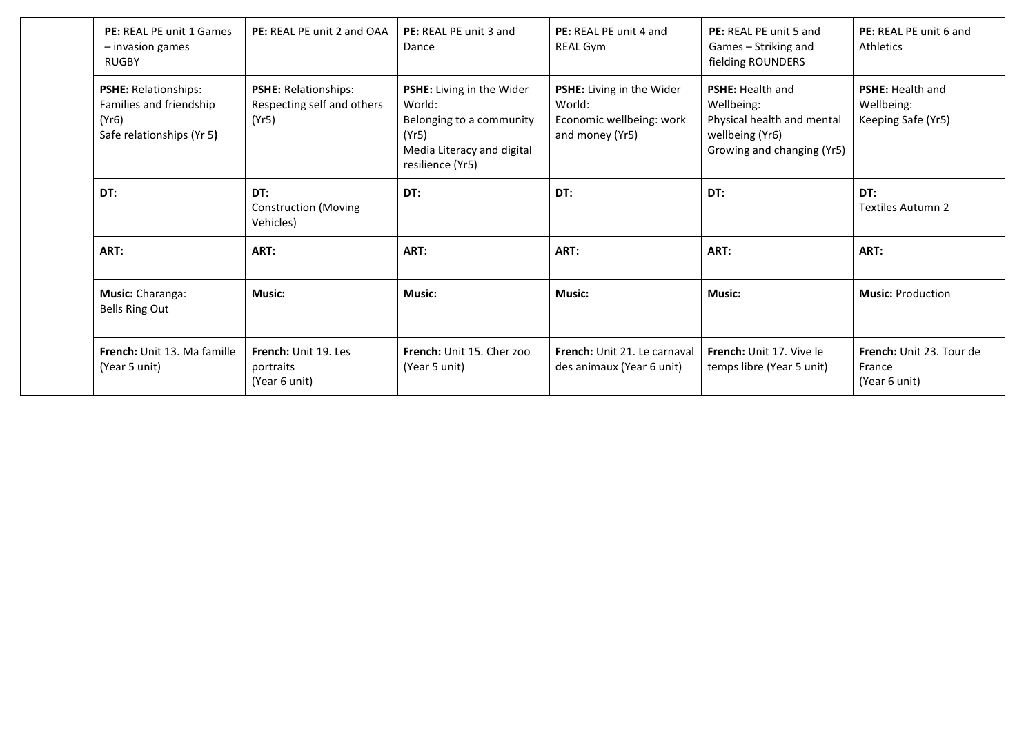| | | | | | | |
|---|---|---|---|---|---|---|
| | **PE:** REAL PE unit 1 Games – invasion games RUGBY | **PE:** REAL PE unit 2 and OAA | **PE:** REAL PE unit 3 and Dance | **PE:** REAL PE unit 4 and REAL Gym | **PE:** REAL PE unit 5 and Games – Striking and fielding ROUNDERS | **PE:** REAL PE unit 6 and Athletics |
| | **PSHE:** Relationships: Families and friendship (Yr6) Safe relationships (Yr 5**)** | **PSHE:** Relationships: Respecting self and others (Yr5) | **PSHE:** Living in the Wider World: Belonging to a community (Yr5) Media Literacy and digital resilience (Yr5) | **PSHE:** Living in the Wider World: Economic wellbeing: work and money (Yr5) | **PSHE:** Health and Wellbeing: Physical health and mental wellbeing (Yr6) Growing and changing (Yr5) | **PSHE:** Health and Wellbeing: Keeping Safe (Yr5) |
| | **DT:** | **DT:** Construction (Moving Vehicles) | **DT:** | **DT:** | **DT:** | **DT:** Textiles Autumn 2 |
| | **ART:** | **ART:** | **ART:** | **ART:** | **ART:** | **ART:** |
| | **Music:** Charanga: Bells Ring Out | **Music:** | **Music:** | **Music:** | **Music:** | **Music:** Production |
| | **French:** Unit 13. Ma famille (Year 5 unit) | **French:** Unit 19. Les portraits (Year 6 unit) | **French:** Unit 15. Cher zoo (Year 5 unit) | **French:** Unit 21. Le carnaval des animaux (Year 6 unit) | **French:** Unit 17. Vive le temps libre (Year 5 unit) | **French:** Unit 23. Tour de France (Year 6 unit) |